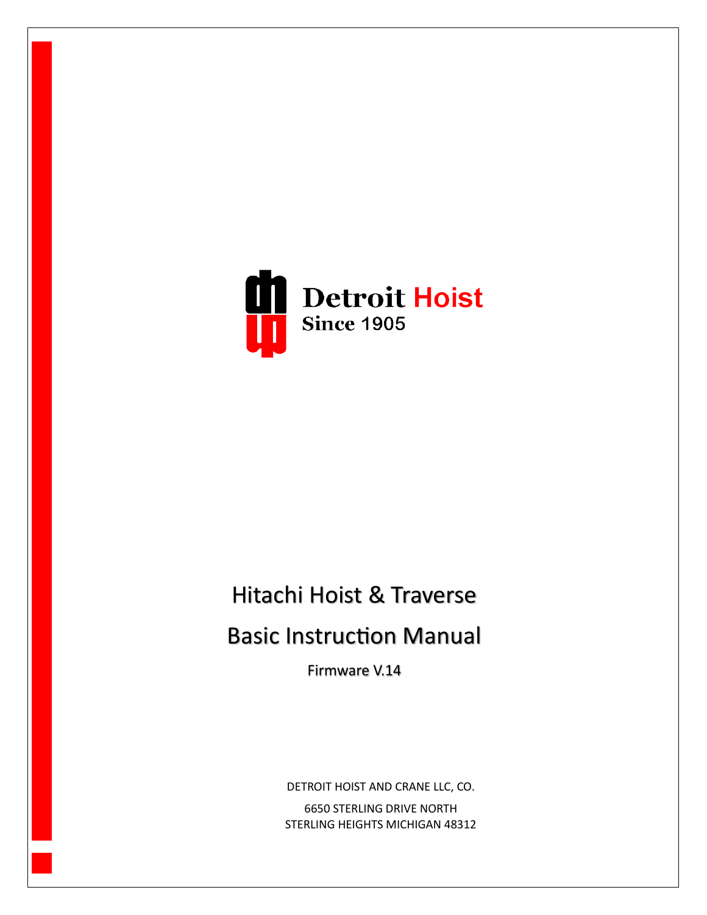Detroit Hoist

Since 1905

# Hitachi Hoist & Traverse

# Basic Instruction Manual

Firmware V.14

DETROIT HOIST AND CRANE LLC, CO.

6650 STERLING DRIVE NORTH

STERLING HEIGHTS MICHIGAN 48312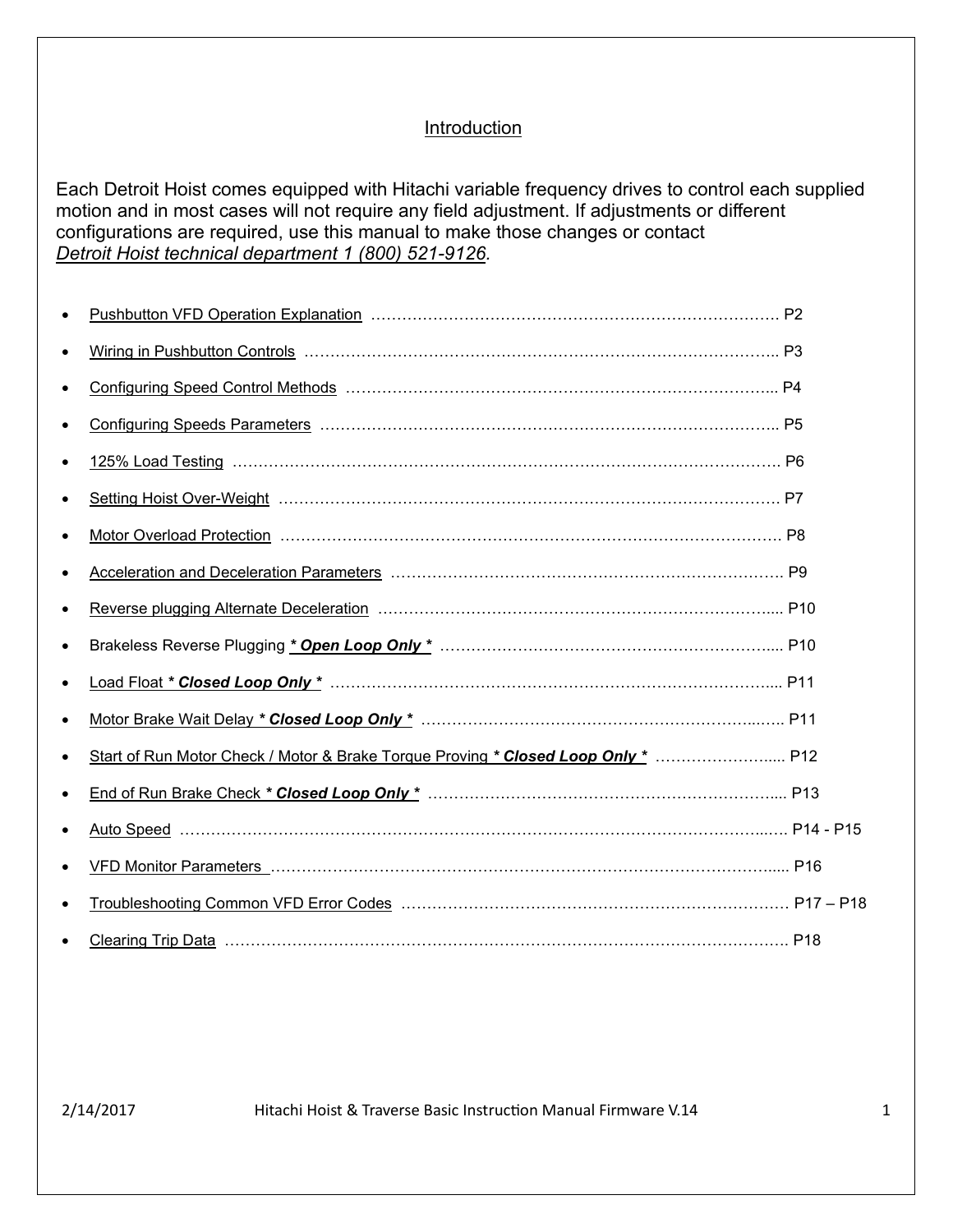## Introduction

Each Detroit Hoist comes equipped with Hitachi variable frequency drives to control each supplied motion and in most cases will not require any field adjustment. If adjustments or different configurations are required, use this manual to make those changes or contact *Detroit Hoist technical department 1 (800) 521-9126*.

- Pushbutton VFD Operation Explanation ……………………………………………………………………. P2
- Wiring in Pushbutton Controls ……………………………………………………………………………….. P3
- Configuring Speed Control Methods ………………………………………………………………………... P4
- Configuring Speeds Parameters ……………………………………………………………………………... P5
- 125% Load Testing ……………………………………………………………………………………………. P6
- Setting Hoist Over-Weight …………………………………………………………………………………… P7
- Motor Overload Protection …………………………………………………………………………………… P8
- Acceleration and Deceleration Parameters …………………………………………………………………. P9
- Reverse plugging Alternate Deceleration …………………………………………………………………... P10
- Brakeless Reverse Plugging ***\* Open Loop Only \**** …………………………………………………….... P10
- Load Float ***\* Closed Loop Only \**** ……………………………………………………………………….... P11
- Motor Brake Wait Delay ***\* Closed Loop Only \**** ……………………………………………………….…. P11
- Start of Run Motor Check / Motor & Brake Torque Proving ***\* Closed Loop Only \**** …………………..... P12
- End of Run Brake Check ***\* Closed Loop Only \**** ………………………………………………………..... P13
- Auto Speed …………………………………………………………………………………………………..…. P14 - P15
- VFD Monitor Parameters ……………………………………………………………………………………..... P16
- Troubleshooting Common VFD Error Codes ………………………………………………………………… P17 – P18
- Clearing Trip Data ………………………………………………………………………………………………. P18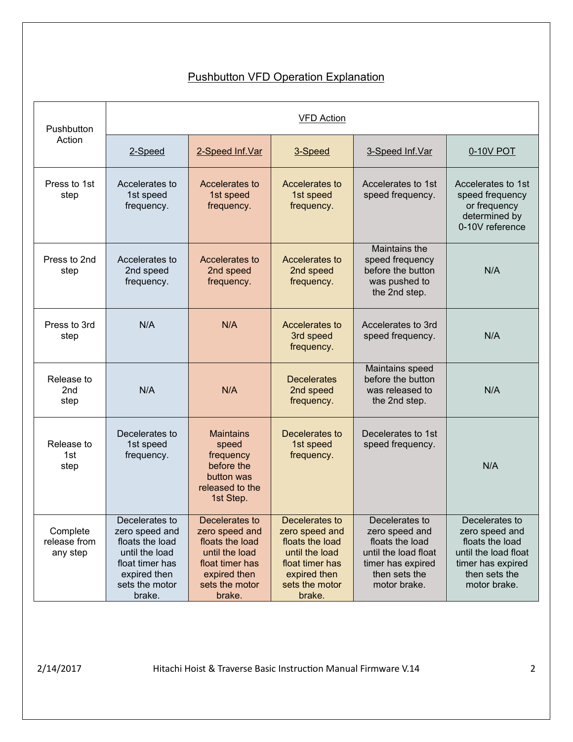## Pushbutton VFD Operation Explanation

| Pushbutton Action | VFD Action | | | | |
|---|---|---|---|---|---|
| | 2-Speed | 2-Speed Inf.Var | 3-Speed | 3-Speed Inf.Var | 0-10V POT |
| Press to 1st step | Accelerates to 1st speed frequency. | Accelerates to 1st speed frequency. | Accelerates to 1st speed frequency. | Accelerates to 1st speed frequency. | Accelerates to 1st speed frequency or frequency determined by 0-10V reference |
| Press to 2nd step | Accelerates to 2nd speed frequency. | Accelerates to 2nd speed frequency. | Accelerates to 2nd speed frequency. | Maintains the speed frequency before the button was pushed to the 2nd step. | N/A |
| Press to 3rd step | N/A | N/A | Accelerates to 3rd speed frequency. | Accelerates to 3rd speed frequency. | N/A |
| Release to 2nd step | N/A | N/A | Decelerates 2nd speed frequency. | Maintains speed before the button was released to the 2nd step. | N/A |
| Release to 1st step | Decelerates to 1st speed frequency. | Maintains speed frequency before the button was released to the 1st Step. | Decelerates to 1st speed frequency. | Decelerates to 1st speed frequency. | N/A |
| Complete release from any step | Decelerates to zero speed and floats the load until the load float timer has expired then sets the motor brake. | Decelerates to zero speed and floats the load until the load float timer has expired then sets the motor brake. | Decelerates to zero speed and floats the load until the load float timer has expired then sets the motor brake. | Decelerates to zero speed and floats the load until the load float timer has expired then sets the motor brake. | Decelerates to zero speed and floats the load until the load float timer has expired then sets the motor brake. |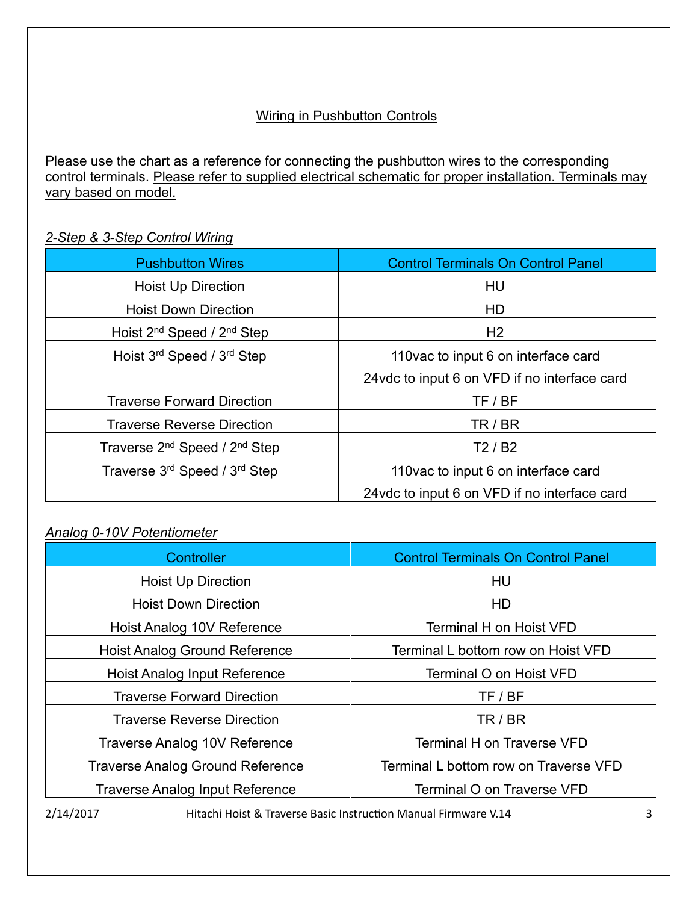## Wiring in Pushbutton Controls

Please use the chart as a reference for connecting the pushbutton wires to the corresponding control terminals. Please refer to supplied electrical schematic for proper installation. Terminals may vary based on model.

*2-Step & 3-Step Control Wiring*

| Pushbutton Wires | Control Terminals On Control Panel |
|---|---|
| Hoist Up Direction | HU |
| Hoist Down Direction | HD |
| Hoist 2nd Speed / 2nd Step | H2 |
| Hoist 3rd Speed / 3rd Step | 110vac to input 6 on interface card<br>24vdc to input 6 on VFD if no interface card |
| Traverse Forward Direction | TF / BF |
| Traverse Reverse Direction | TR / BR |
| Traverse 2nd Speed / 2nd Step | T2 / B2 |
| Traverse 3rd Speed / 3rd Step | 110vac to input 6 on interface card<br>24vdc to input 6 on VFD if no interface card |

*Analog 0-10V Potentiometer*

| Controller | Control Terminals On Control Panel |
|---|---|
| Hoist Up Direction | HU |
| Hoist Down Direction | HD |
| Hoist Analog 10V Reference | Terminal H on Hoist VFD |
| Hoist Analog Ground Reference | Terminal L bottom row on Hoist VFD |
| Hoist Analog Input Reference | Terminal O on Hoist VFD |
| Traverse Forward Direction | TF / BF |
| Traverse Reverse Direction | TR / BR |
| Traverse Analog 10V Reference | Terminal H on Traverse VFD |
| Traverse Analog Ground Reference | Terminal L bottom row on Traverse VFD |
| Traverse Analog Input Reference | Terminal O on Traverse VFD |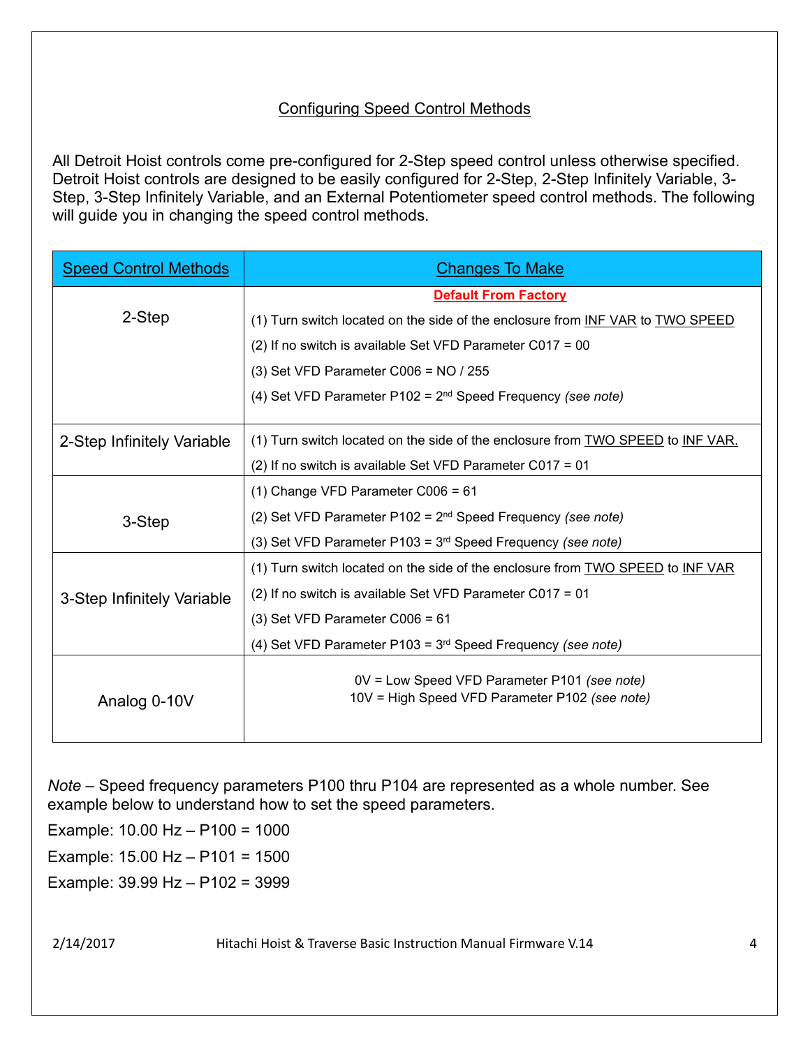## Configuring Speed Control Methods

All Detroit Hoist controls come pre-configured for 2-Step speed control unless otherwise specified. Detroit Hoist controls are designed to be easily configured for 2-Step, 2-Step Infinitely Variable, 3-Step, 3-Step Infinitely Variable, and an External Potentiometer speed control methods. The following will guide you in changing the speed control methods.

| Speed Control Methods | Changes To Make |
|---|---|
| 2-Step | **Default From Factory**<br>(1) Turn switch located on the side of the enclosure from INF VAR to TWO SPEED<br>(2) If no switch is available Set VFD Parameter C017 = 00<br>(3) Set VFD Parameter C006 = NO / 255<br>(4) Set VFD Parameter P102 = 2nd Speed Frequency *(see note)* |
| 2-Step Infinitely Variable | (1) Turn switch located on the side of the enclosure from TWO SPEED to INF VAR.<br>(2) If no switch is available Set VFD Parameter C017 = 01 |
| 3-Step | (1) Change VFD Parameter C006 = 61<br>(2) Set VFD Parameter P102 = 2nd Speed Frequency *(see note)*<br>(3) Set VFD Parameter P103 = 3rd Speed Frequency *(see note)* |
| 3-Step Infinitely Variable | (1) Turn switch located on the side of the enclosure from TWO SPEED to INF VAR<br>(2) If no switch is available Set VFD Parameter C017 = 01<br>(3) Set VFD Parameter C006 = 61<br>(4) Set VFD Parameter P103 = 3rd Speed Frequency *(see note)* |
| Analog 0-10V | 0V = Low Speed VFD Parameter P101 *(see note)*<br>10V = High Speed VFD Parameter P102 *(see note)* |

*Note* – Speed frequency parameters P100 thru P104 are represented as a whole number. See example below to understand how to set the speed parameters.

Example: 10.00 Hz – P100 = 1000

Example: 15.00 Hz – P101 = 1500

Example: 39.99 Hz – P102 = 3999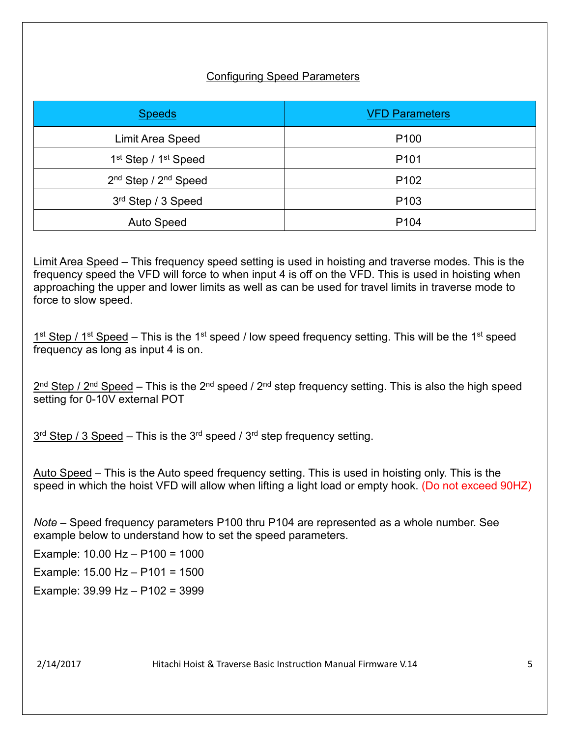## Configuring Speed Parameters

| Speeds | VFD Parameters |
|---|---|
| Limit Area Speed | P100 |
| 1st Step / 1st Speed | P101 |
| 2nd Step / 2nd Speed | P102 |
| 3rd Step / 3 Speed | P103 |
| Auto Speed | P104 |

Limit Area Speed – This frequency speed setting is used in hoisting and traverse modes. This is the frequency speed the VFD will force to when input 4 is off on the VFD. This is used in hoisting when approaching the upper and lower limits as well as can be used for travel limits in traverse mode to force to slow speed.

1st Step / 1st Speed – This is the 1st speed / low speed frequency setting. This will be the 1st speed frequency as long as input 4 is on.

2nd Step / 2nd Speed – This is the 2nd speed / 2nd step frequency setting. This is also the high speed setting for 0-10V external POT

3rd Step / 3 Speed – This is the 3rd speed / 3rd step frequency setting.

Auto Speed – This is the Auto speed frequency setting. This is used in hoisting only. This is the speed in which the hoist VFD will allow when lifting a light load or empty hook. (Do not exceed 90HZ)

*Note* – Speed frequency parameters P100 thru P104 are represented as a whole number. See example below to understand how to set the speed parameters.

Example: 10.00 Hz – P100 = 1000

Example: 15.00 Hz – P101 = 1500

Example: 39.99 Hz – P102 = 3999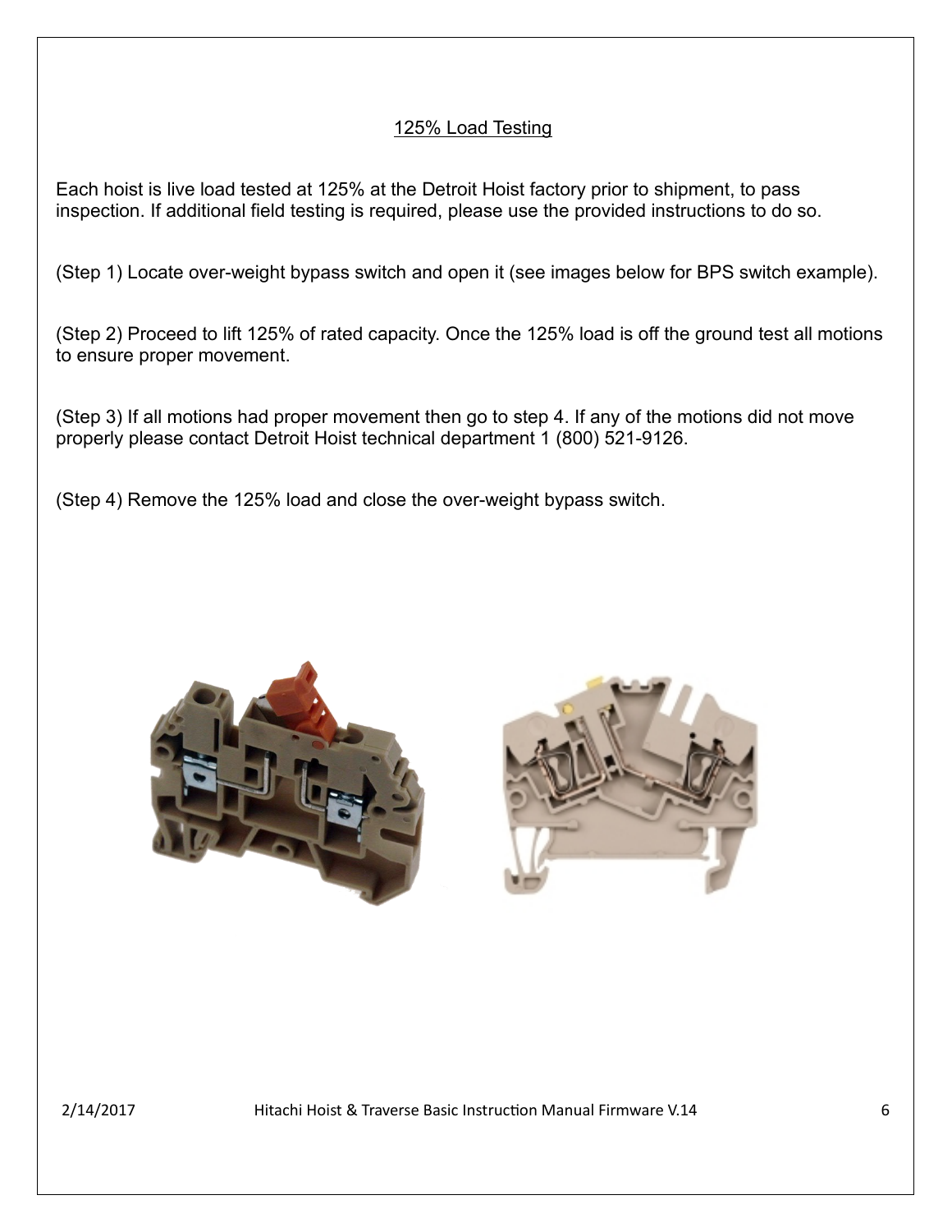## 125% Load Testing

Each hoist is live load tested at 125% at the Detroit Hoist factory prior to shipment, to pass inspection. If additional field testing is required, please use the provided instructions to do so.

(Step 1) Locate over-weight bypass switch and open it (see images below for BPS switch example).

(Step 2) Proceed to lift 125% of rated capacity. Once the 125% load is off the ground test all motions to ensure proper movement.

(Step 3) If all motions had proper movement then go to step 4. If any of the motions did not move properly please contact Detroit Hoist technical department 1 (800) 521-9126.

(Step 4) Remove the 125% load and close the over-weight bypass switch.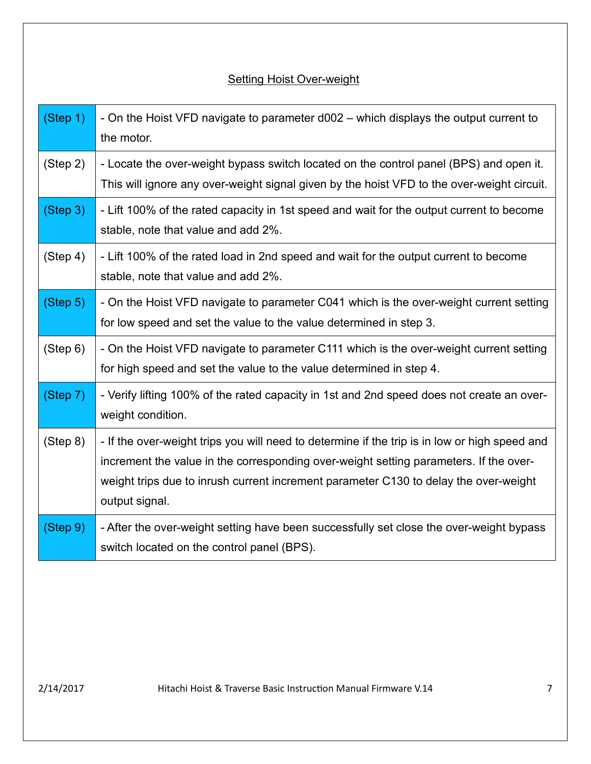## Setting Hoist Over-weight

| | |
|---|---|
| (Step 1) | - On the Hoist VFD navigate to parameter d002 – which displays the output current to the motor. |
| (Step 2) | - Locate the over-weight bypass switch located on the control panel (BPS) and open it. This will ignore any over-weight signal given by the hoist VFD to the over-weight circuit. |
| (Step 3) | - Lift 100% of the rated capacity in 1st speed and wait for the output current to become stable, note that value and add 2%. |
| (Step 4) | - Lift 100% of the rated load in 2nd speed and wait for the output current to become stable, note that value and add 2%. |
| (Step 5) | - On the Hoist VFD navigate to parameter C041 which is the over-weight current setting for low speed and set the value to the value determined in step 3. |
| (Step 6) | - On the Hoist VFD navigate to parameter C111 which is the over-weight current setting for high speed and set the value to the value determined in step 4. |
| (Step 7) | - Verify lifting 100% of the rated capacity in 1st and 2nd speed does not create an over-weight condition. |
| (Step 8) | - If the over-weight trips you will need to determine if the trip is in low or high speed and increment the value in the corresponding over-weight setting parameters. If the over-weight trips due to inrush current increment parameter C130 to delay the over-weight output signal. |
| (Step 9) | - After the over-weight setting have been successfully set close the over-weight bypass switch located on the control panel (BPS). |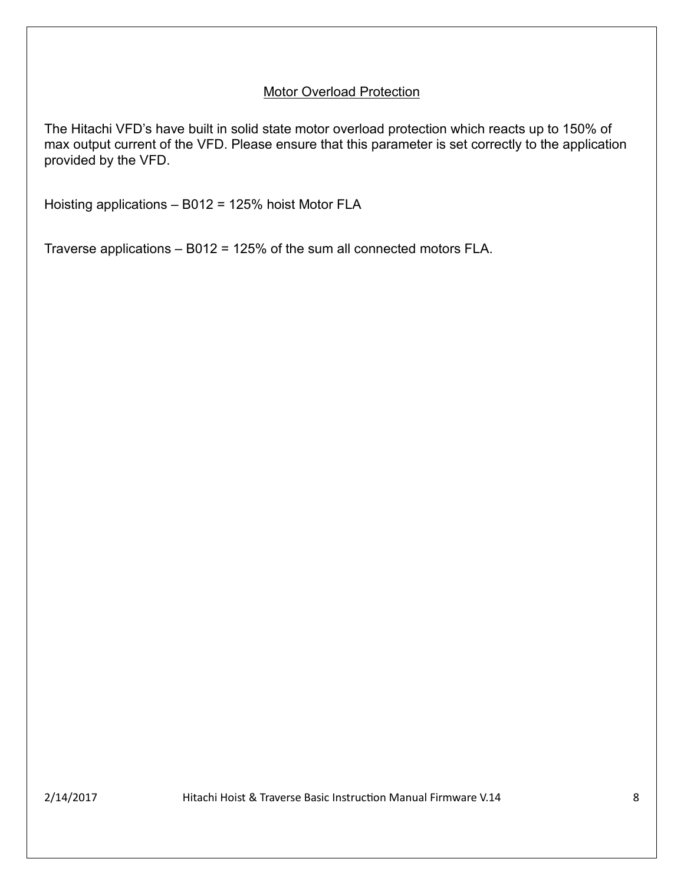## Motor Overload Protection

The Hitachi VFD's have built in solid state motor overload protection which reacts up to 150% of max output current of the VFD. Please ensure that this parameter is set correctly to the application provided by the VFD.

Hoisting applications – B012 = 125% hoist Motor FLA

Traverse applications – B012 = 125% of the sum all connected motors FLA.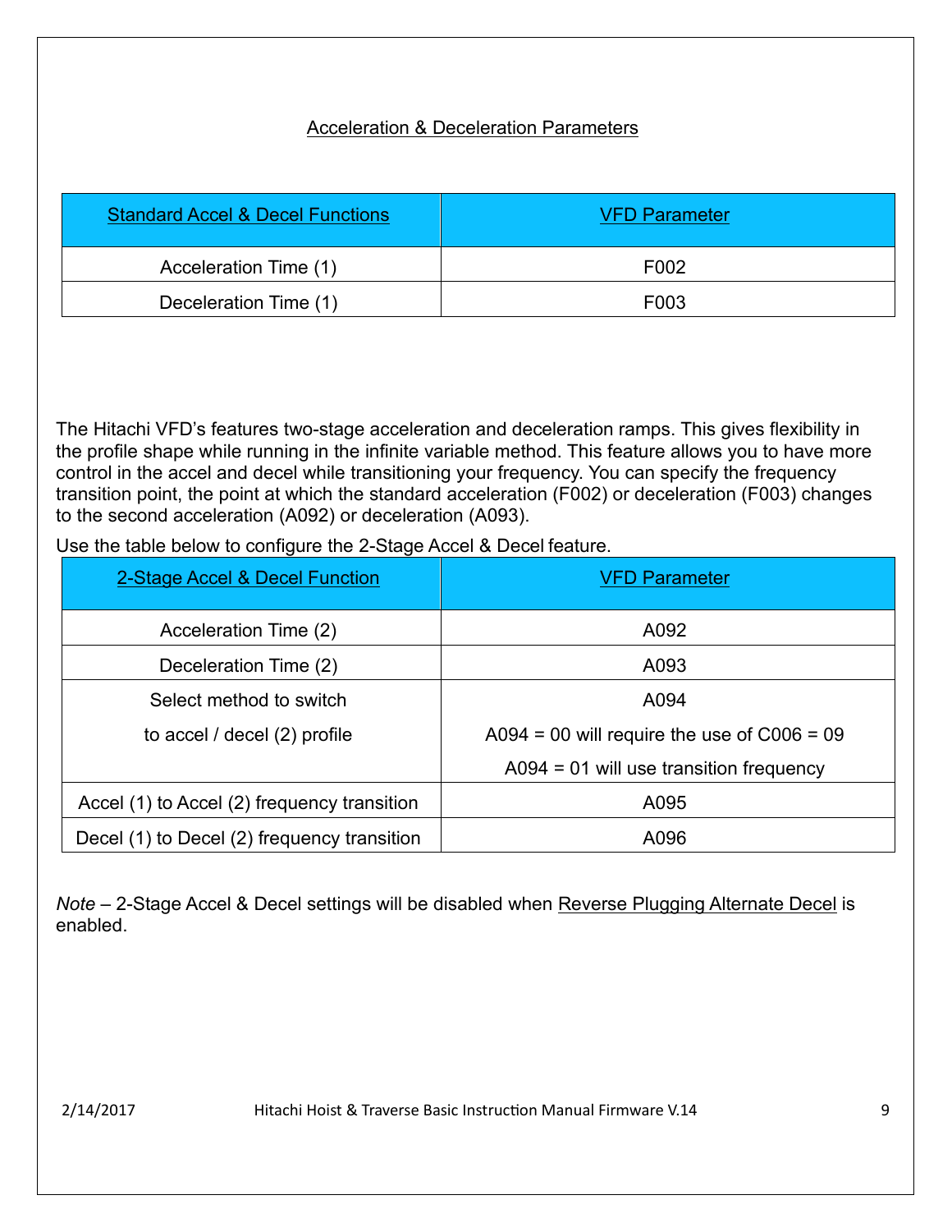## Acceleration & Deceleration Parameters

| Standard Accel & Decel Functions | VFD Parameter |
|---|---|
| Acceleration Time (1) | F002 |
| Deceleration Time (1) | F003 |

The Hitachi VFD's features two-stage acceleration and deceleration ramps. This gives flexibility in the profile shape while running in the infinite variable method. This feature allows you to have more control in the accel and decel while transitioning your frequency. You can specify the frequency transition point, the point at which the standard acceleration (F002) or deceleration (F003) changes to the second acceleration (A092) or deceleration (A093).

Use the table below to configure the 2-Stage Accel & Decel feature.

| 2-Stage Accel & Decel Function | VFD Parameter |
|---|---|
| Acceleration Time (2) | A092 |
| Deceleration Time (2) | A093 |
| Select method to switch to accel / decel (2) profile | A094<br>A094 = 00 will require the use of C006 = 09<br>A094 = 01 will use transition frequency |
| Accel (1) to Accel (2) frequency transition | A095 |
| Decel (1) to Decel (2) frequency transition | A096 |

*Note* – 2-Stage Accel & Decel settings will be disabled when Reverse Plugging Alternate Decel is enabled.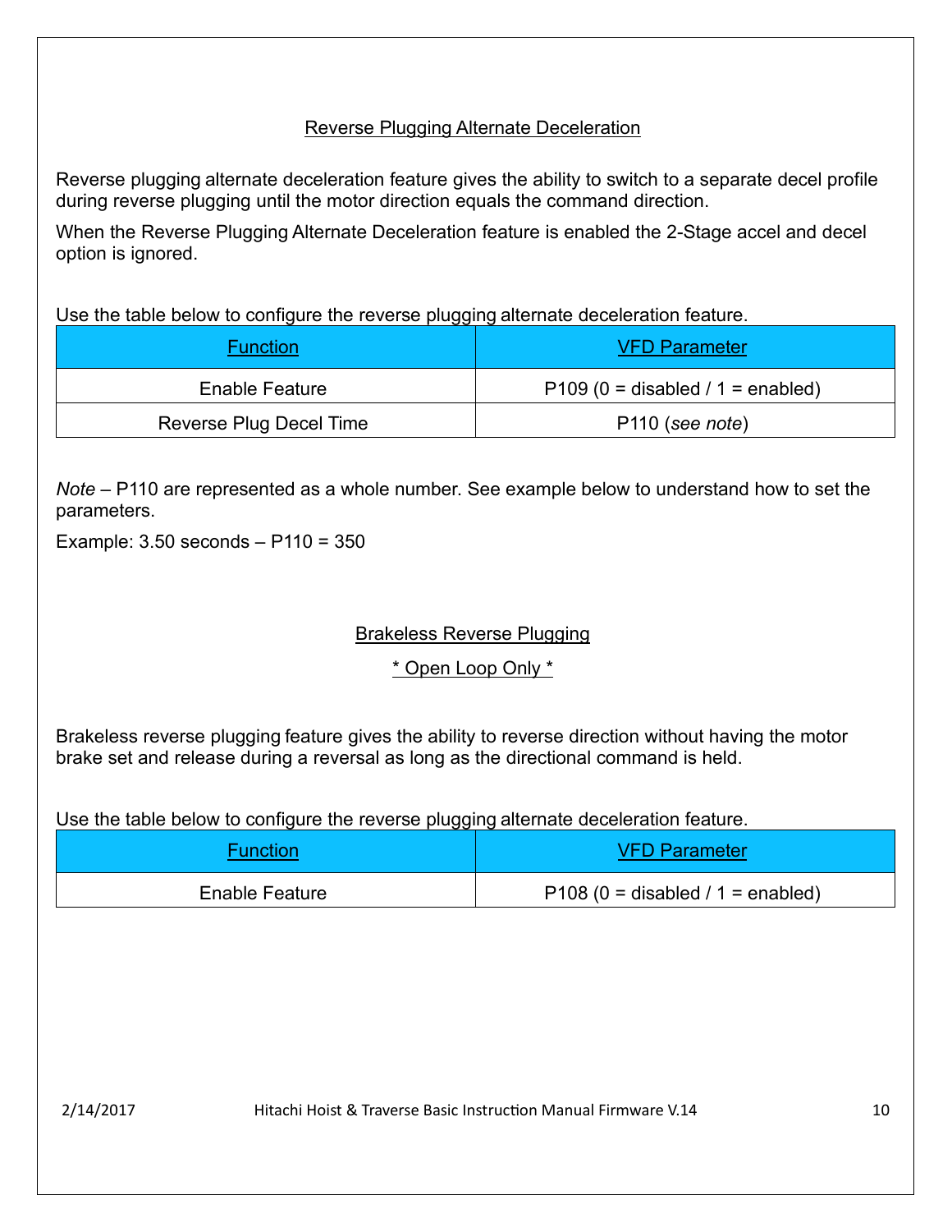## Reverse Plugging Alternate Deceleration

Reverse plugging alternate deceleration feature gives the ability to switch to a separate decel profile during reverse plugging until the motor direction equals the command direction.

When the Reverse Plugging Alternate Deceleration feature is enabled the 2-Stage accel and decel option is ignored.

Use the table below to configure the reverse plugging alternate deceleration feature.

| Function | VFD Parameter |
|---|---|
| Enable Feature | P109 (0 = disabled / 1 = enabled) |
| Reverse Plug Decel Time | P110 (*see note*) |

*Note* – P110 are represented as a whole number. See example below to understand how to set the parameters.

Example: 3.50 seconds – P110 = 350

## Brakeless Reverse Plugging

### * Open Loop Only *

Brakeless reverse plugging feature gives the ability to reverse direction without having the motor brake set and release during a reversal as long as the directional command is held.

Use the table below to configure the reverse plugging alternate deceleration feature.

| Function | VFD Parameter |
|---|---|
| Enable Feature | P108 (0 = disabled / 1 = enabled) |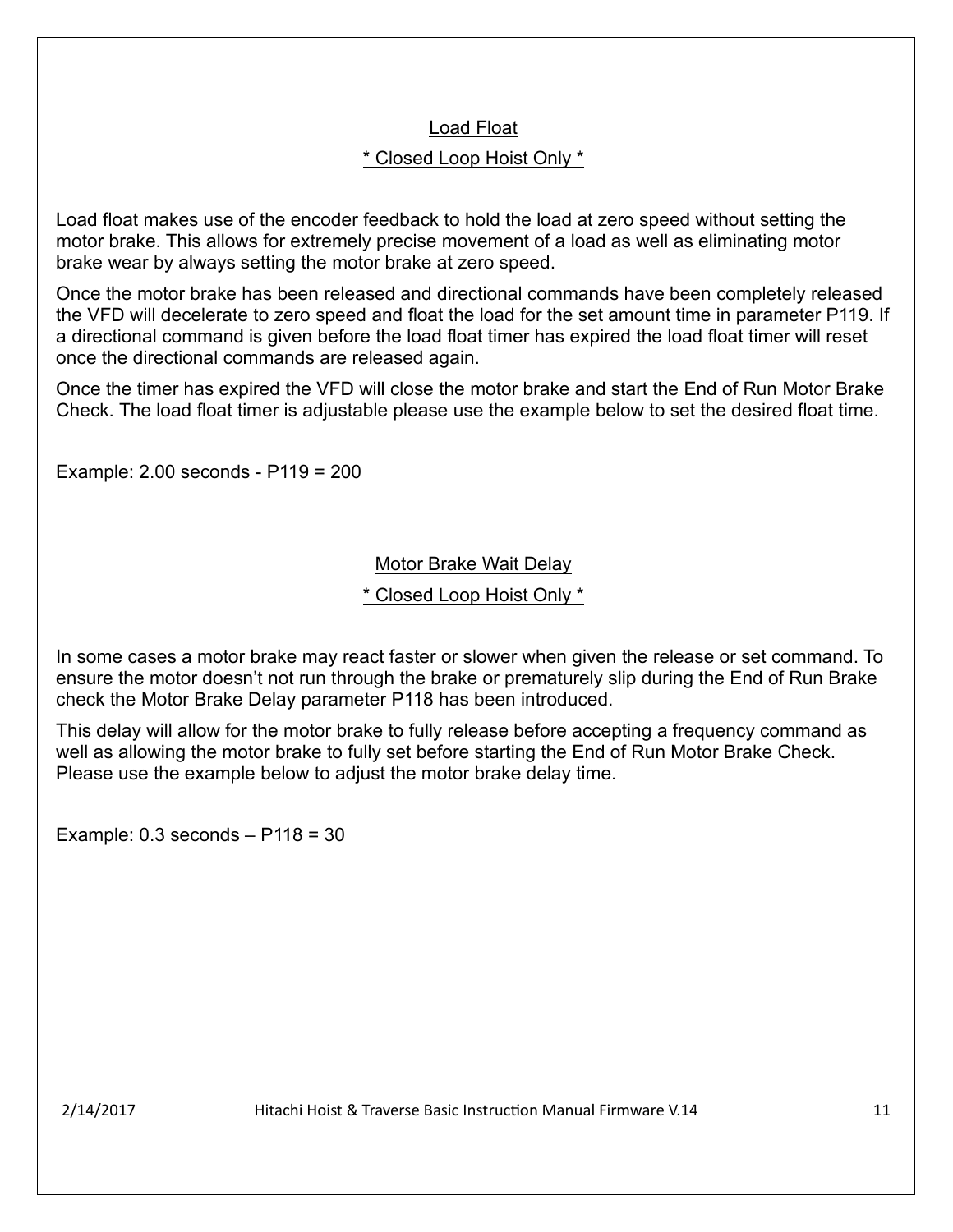## Load Float

### * Closed Loop Hoist Only *

Load float makes use of the encoder feedback to hold the load at zero speed without setting the motor brake. This allows for extremely precise movement of a load as well as eliminating motor brake wear by always setting the motor brake at zero speed.

Once the motor brake has been released and directional commands have been completely released the VFD will decelerate to zero speed and float the load for the set amount time in parameter P119. If a directional command is given before the load float timer has expired the load float timer will reset once the directional commands are released again.

Once the timer has expired the VFD will close the motor brake and start the End of Run Motor Brake Check. The load float timer is adjustable please use the example below to set the desired float time.

Example: 2.00 seconds - P119 = 200

## Motor Brake Wait Delay

### * Closed Loop Hoist Only *

In some cases a motor brake may react faster or slower when given the release or set command. To ensure the motor doesn't not run through the brake or prematurely slip during the End of Run Brake check the Motor Brake Delay parameter P118 has been introduced.

This delay will allow for the motor brake to fully release before accepting a frequency command as well as allowing the motor brake to fully set before starting the End of Run Motor Brake Check. Please use the example below to adjust the motor brake delay time.

Example: 0.3 seconds – P118 = 30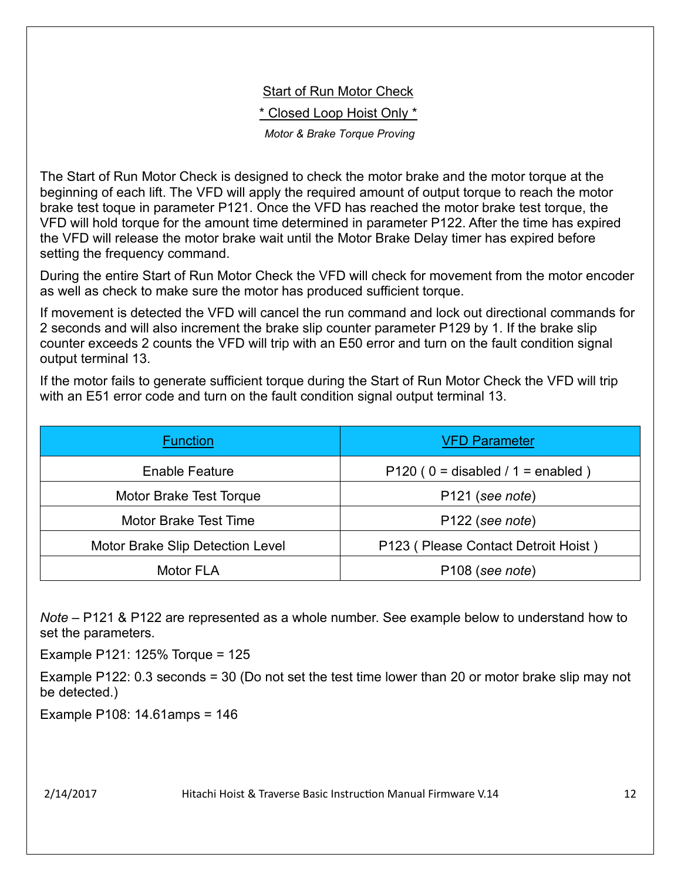## Start of Run Motor Check

### * Closed Loop Hoist Only *

*Motor & Brake Torque Proving*

The Start of Run Motor Check is designed to check the motor brake and the motor torque at the beginning of each lift. The VFD will apply the required amount of output torque to reach the motor brake test toque in parameter P121. Once the VFD has reached the motor brake test torque, the VFD will hold torque for the amount time determined in parameter P122. After the time has expired the VFD will release the motor brake wait until the Motor Brake Delay timer has expired before setting the frequency command.

During the entire Start of Run Motor Check the VFD will check for movement from the motor encoder as well as check to make sure the motor has produced sufficient torque.

If movement is detected the VFD will cancel the run command and lock out directional commands for 2 seconds and will also increment the brake slip counter parameter P129 by 1. If the brake slip counter exceeds 2 counts the VFD will trip with an E50 error and turn on the fault condition signal output terminal 13.

If the motor fails to generate sufficient torque during the Start of Run Motor Check the VFD will trip with an E51 error code and turn on the fault condition signal output terminal 13.

| Function | VFD Parameter |
|---|---|
| Enable Feature | P120 ( 0 = disabled / 1 = enabled ) |
| Motor Brake Test Torque | P121 (*see note*) |
| Motor Brake Test Time | P122 (*see note*) |
| Motor Brake Slip Detection Level | P123 ( Please Contact Detroit Hoist ) |
| Motor FLA | P108 (*see note*) |

*Note* – P121 & P122 are represented as a whole number. See example below to understand how to set the parameters.

Example P121: 125% Torque = 125

Example P122: 0.3 seconds = 30 (Do not set the test time lower than 20 or motor brake slip may not be detected.)

Example P108: 14.61amps = 146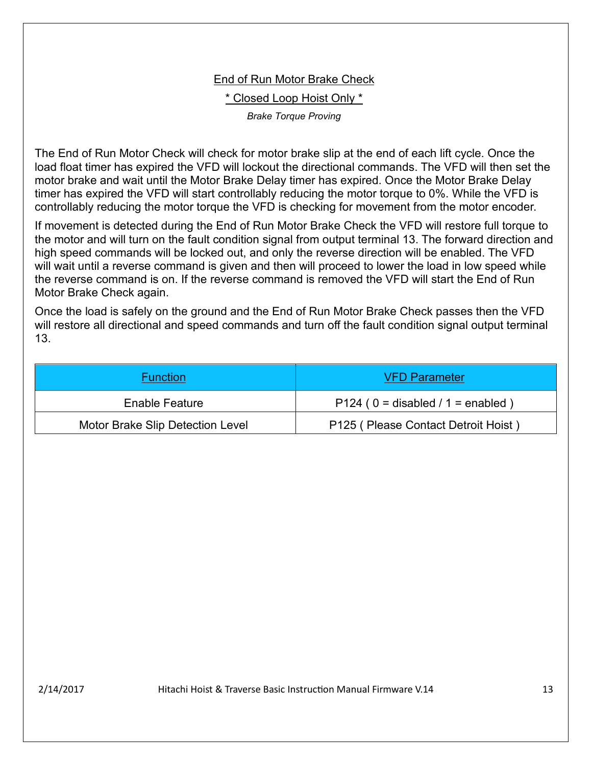## End of Run Motor Brake Check

### * Closed Loop Hoist Only *

*Brake Torque Proving*

The End of Run Motor Check will check for motor brake slip at the end of each lift cycle. Once the load float timer has expired the VFD will lockout the directional commands. The VFD will then set the motor brake and wait until the Motor Brake Delay timer has expired. Once the Motor Brake Delay timer has expired the VFD will start controllably reducing the motor torque to 0%. While the VFD is controllably reducing the motor torque the VFD is checking for movement from the motor encoder.

If movement is detected during the End of Run Motor Brake Check the VFD will restore full torque to the motor and will turn on the fault condition signal from output terminal 13. The forward direction and high speed commands will be locked out, and only the reverse direction will be enabled. The VFD will wait until a reverse command is given and then will proceed to lower the load in low speed while the reverse command is on. If the reverse command is removed the VFD will start the End of Run Motor Brake Check again.

Once the load is safely on the ground and the End of Run Motor Brake Check passes then the VFD will restore all directional and speed commands and turn off the fault condition signal output terminal 13.

| Function | VFD Parameter |
|---|---|
| Enable Feature | P124 ( 0 = disabled / 1 = enabled ) |
| Motor Brake Slip Detection Level | P125 ( Please Contact Detroit Hoist ) |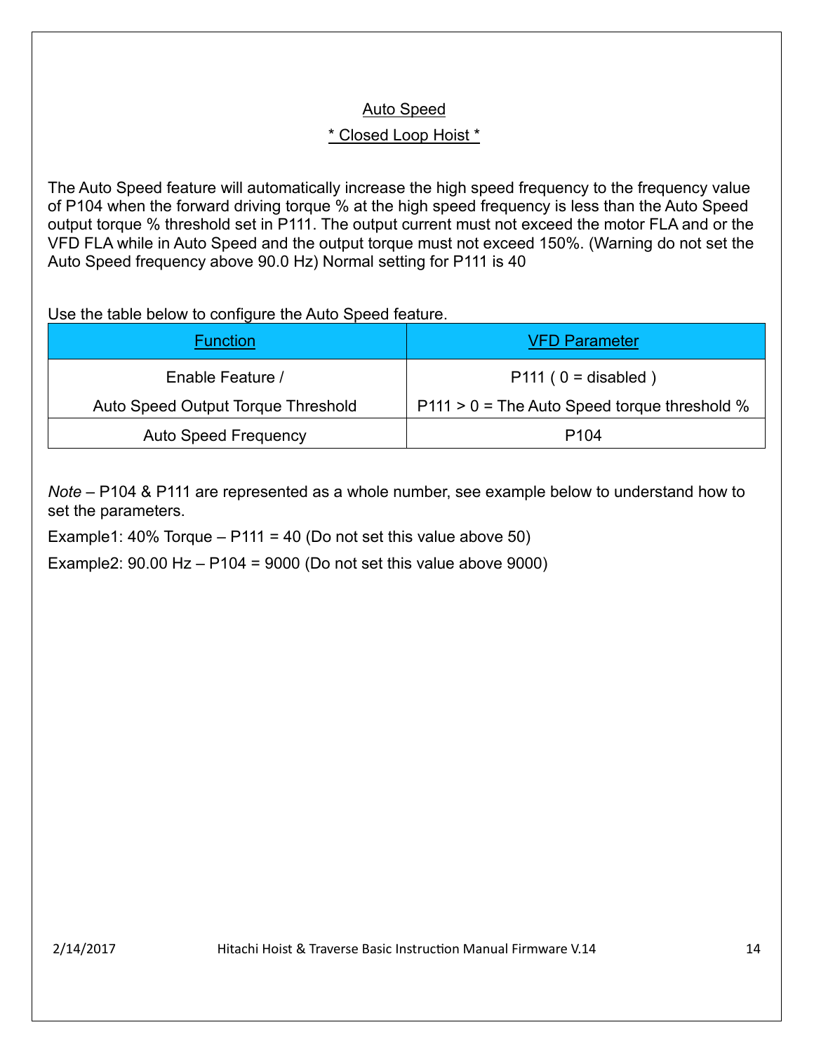## Auto Speed

### * Closed Loop Hoist *

The Auto Speed feature will automatically increase the high speed frequency to the frequency value of P104 when the forward driving torque % at the high speed frequency is less than the Auto Speed output torque % threshold set in P111. The output current must not exceed the motor FLA and or the VFD FLA while in Auto Speed and the output torque must not exceed 150%. (Warning do not set the Auto Speed frequency above 90.0 Hz) Normal setting for P111 is 40

Use the table below to configure the Auto Speed feature.

| Function | VFD Parameter |
| --- | --- |
| Enable Feature / Auto Speed Output Torque Threshold | P111 ( 0 = disabled ) P111 > 0 = The Auto Speed torque threshold % |
| Auto Speed Frequency | P104 |

*Note* – P104 & P111 are represented as a whole number, see example below to understand how to set the parameters.

Example1: 40% Torque – P111 = 40 (Do not set this value above 50)

Example2: 90.00 Hz – P104 = 9000 (Do not set this value above 9000)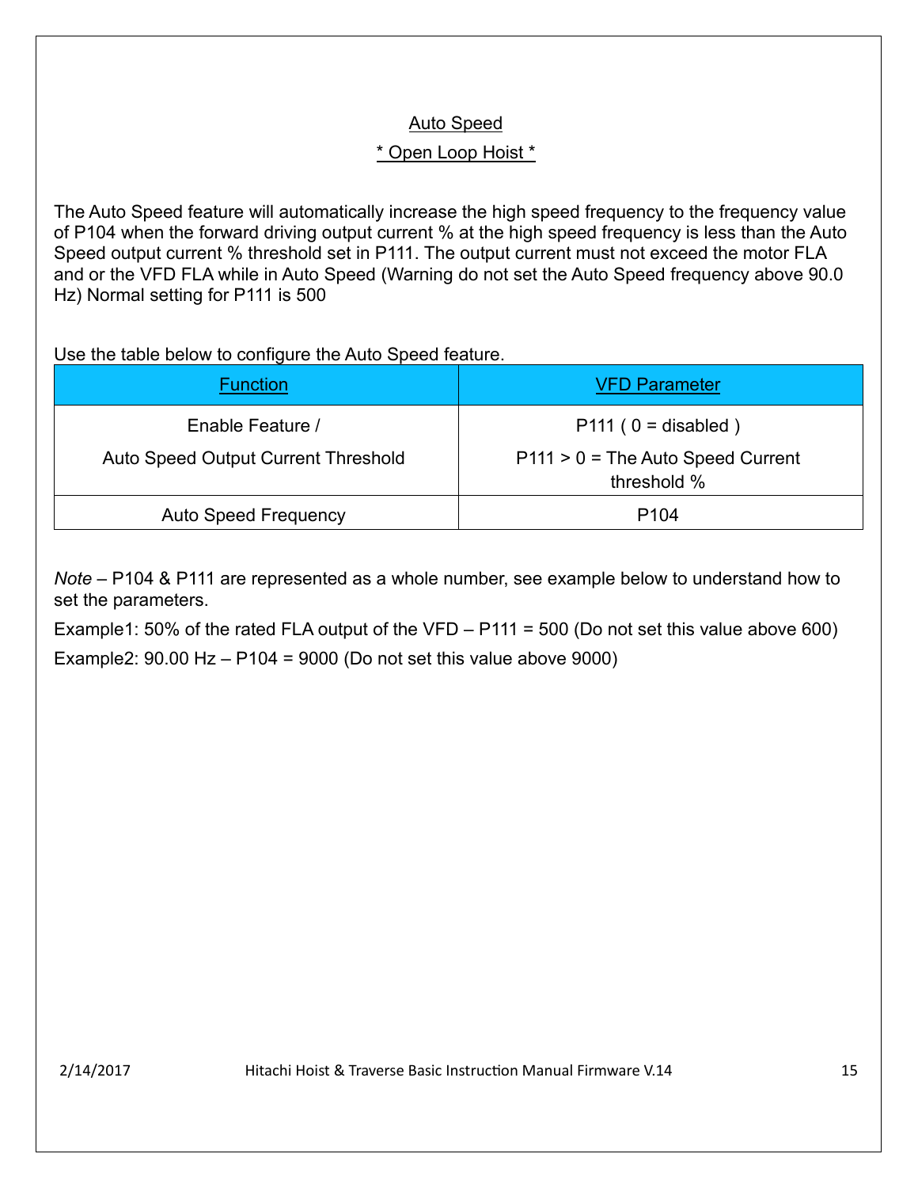## Auto Speed

### * Open Loop Hoist *

The Auto Speed feature will automatically increase the high speed frequency to the frequency value of P104 when the forward driving output current % at the high speed frequency is less than the Auto Speed output current % threshold set in P111. The output current must not exceed the motor FLA and or the VFD FLA while in Auto Speed (Warning do not set the Auto Speed frequency above 90.0 Hz) Normal setting for P111 is 500

Use the table below to configure the Auto Speed feature.

| Function | VFD Parameter |
|---|---|
| Enable Feature / Auto Speed Output Current Threshold | P111 ( 0 = disabled ) P111 > 0 = The Auto Speed Current threshold % |
| Auto Speed Frequency | P104 |

*Note* – P104 & P111 are represented as a whole number, see example below to understand how to set the parameters.

Example1: 50% of the rated FLA output of the VFD – P111 = 500 (Do not set this value above 600)

Example2: 90.00 Hz – P104 = 9000 (Do not set this value above 9000)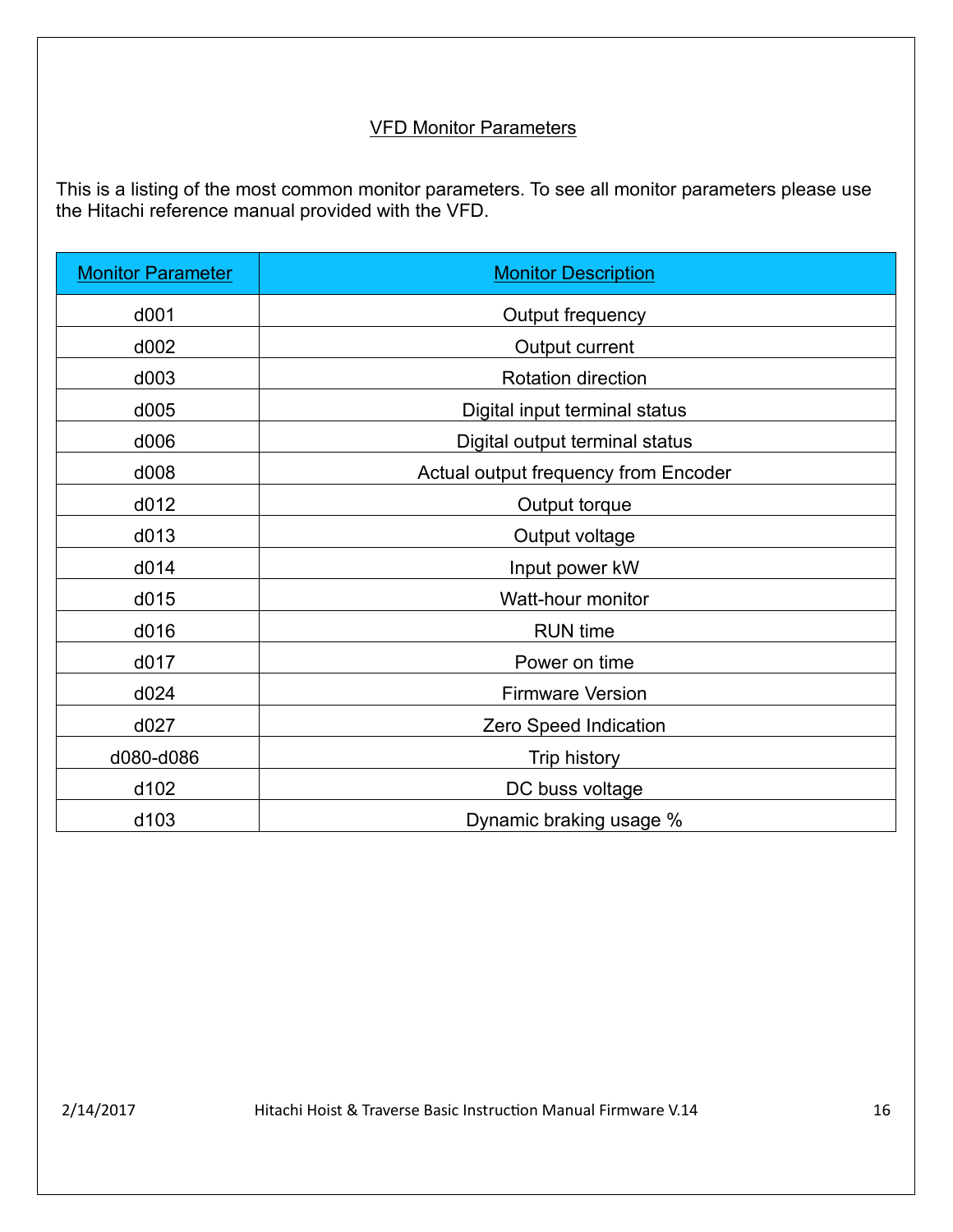## VFD Monitor Parameters

This is a listing of the most common monitor parameters. To see all monitor parameters please use the Hitachi reference manual provided with the VFD.

| Monitor Parameter | Monitor Description |
| --- | --- |
| d001 | Output frequency |
| d002 | Output current |
| d003 | Rotation direction |
| d005 | Digital input terminal status |
| d006 | Digital output terminal status |
| d008 | Actual output frequency from Encoder |
| d012 | Output torque |
| d013 | Output voltage |
| d014 | Input power kW |
| d015 | Watt-hour monitor |
| d016 | RUN time |
| d017 | Power on time |
| d024 | Firmware Version |
| d027 | Zero Speed Indication |
| d080-d086 | Trip history |
| d102 | DC buss voltage |
| d103 | Dynamic braking usage % |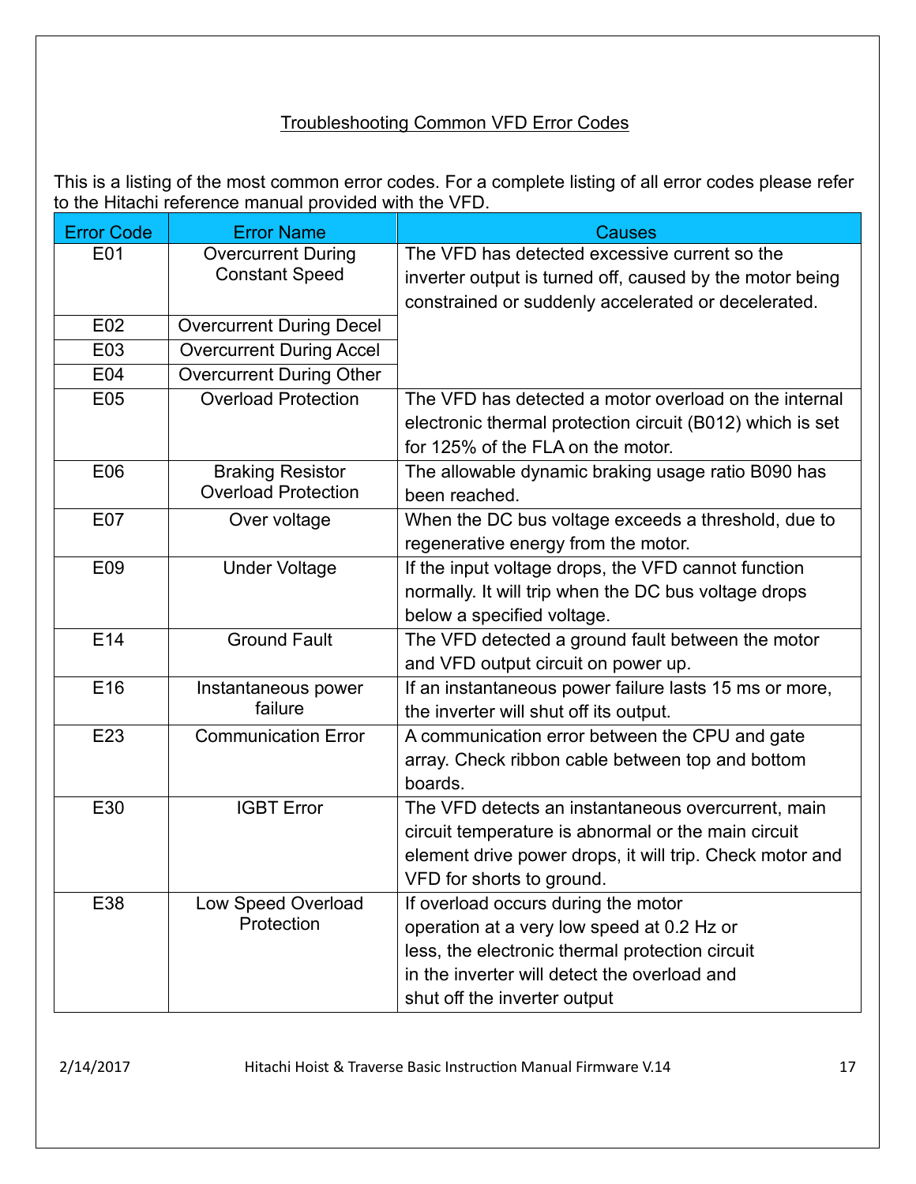## Troubleshooting Common VFD Error Codes

This is a listing of the most common error codes. For a complete listing of all error codes please refer to the Hitachi reference manual provided with the VFD.

| Error Code | Error Name | Causes |
|---|---|---|
| E01 | Overcurrent During Constant Speed | The VFD has detected excessive current so the inverter output is turned off, caused by the motor being constrained or suddenly accelerated or decelerated. |
| E02 | Overcurrent During Decel | |
| E03 | Overcurrent During Accel | |
| E04 | Overcurrent During Other | |
| E05 | Overload Protection | The VFD has detected a motor overload on the internal electronic thermal protection circuit (B012) which is set for 125% of the FLA on the motor. |
| E06 | Braking Resistor Overload Protection | The allowable dynamic braking usage ratio B090 has been reached. |
| E07 | Over voltage | When the DC bus voltage exceeds a threshold, due to regenerative energy from the motor. |
| E09 | Under Voltage | If the input voltage drops, the VFD cannot function normally. It will trip when the DC bus voltage drops below a specified voltage. |
| E14 | Ground Fault | The VFD detected a ground fault between the motor and VFD output circuit on power up. |
| E16 | Instantaneous power failure | If an instantaneous power failure lasts 15 ms or more, the inverter will shut off its output. |
| E23 | Communication Error | A communication error between the CPU and gate array. Check ribbon cable between top and bottom boards. |
| E30 | IGBT Error | The VFD detects an instantaneous overcurrent, main circuit temperature is abnormal or the main circuit element drive power drops, it will trip. Check motor and VFD for shorts to ground. |
| E38 | Low Speed Overload Protection | If overload occurs during the motor operation at a very low speed at 0.2 Hz or less, the electronic thermal protection circuit in the inverter will detect the overload and shut off the inverter output |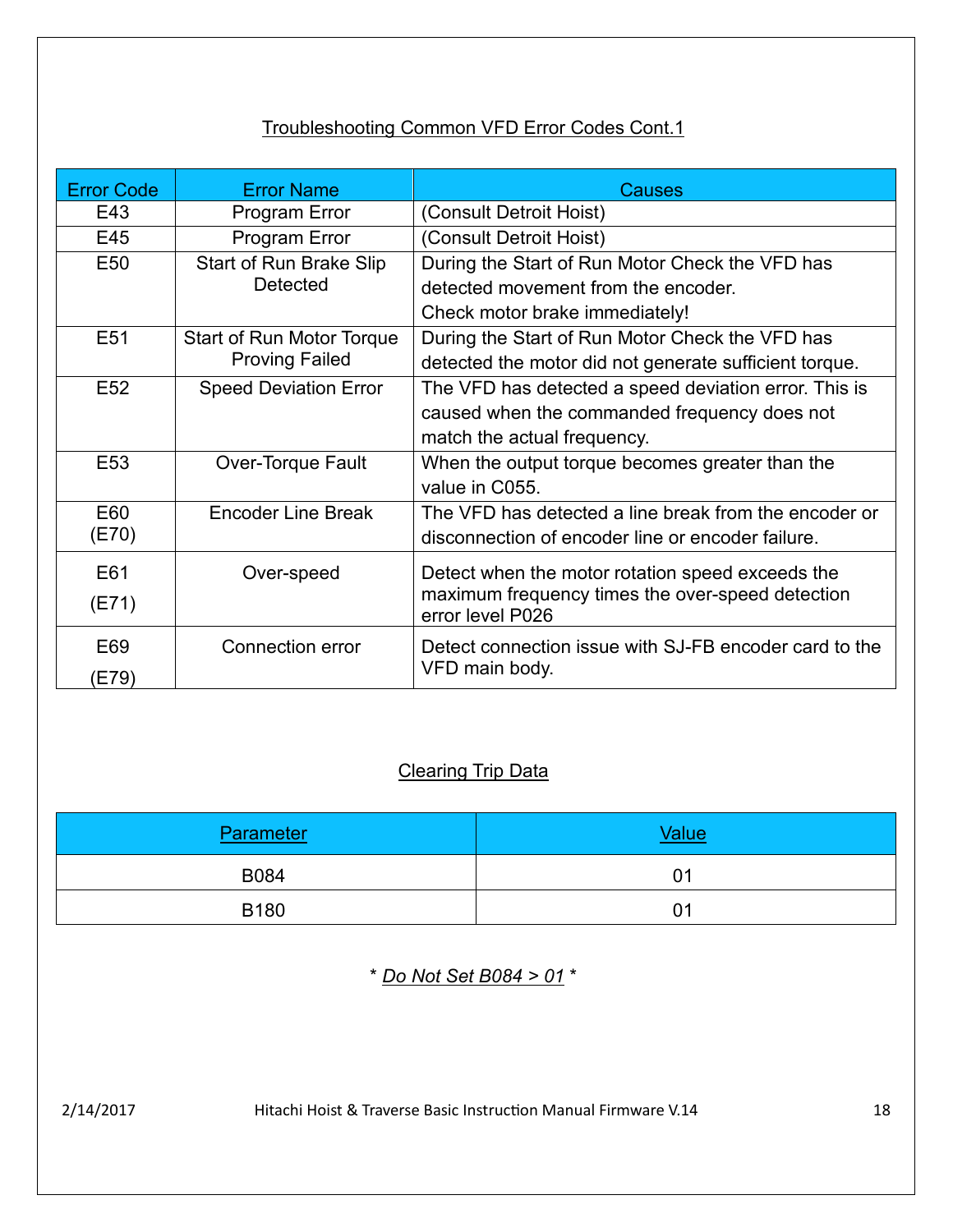## Troubleshooting Common VFD Error Codes Cont.1

| Error Code | Error Name | Causes |
|---|---|---|
| E43 | Program Error | (Consult Detroit Hoist) |
| E45 | Program Error | (Consult Detroit Hoist) |
| E50 | Start of Run Brake Slip Detected | During the Start of Run Motor Check the VFD has detected movement from the encoder. Check motor brake immediately! |
| E51 | Start of Run Motor Torque Proving Failed | During the Start of Run Motor Check the VFD has detected the motor did not generate sufficient torque. |
| E52 | Speed Deviation Error | The VFD has detected a speed deviation error. This is caused when the commanded frequency does not match the actual frequency. |
| E53 | Over-Torque Fault | When the output torque becomes greater than the value in C055. |
| E60 (E70) | Encoder Line Break | The VFD has detected a line break from the encoder or disconnection of encoder line or encoder failure. |
| E61 (E71) | Over-speed | Detect when the motor rotation speed exceeds the maximum frequency times the over-speed detection error level P026 |
| E69 (E79) | Connection error | Detect connection issue with SJ-FB encoder card to the VFD main body. |

## Clearing Trip Data

| Parameter | Value |
|---|---|
| B084 | 01 |
| B180 | 01 |

*\* Do Not Set B084 > 01 \**